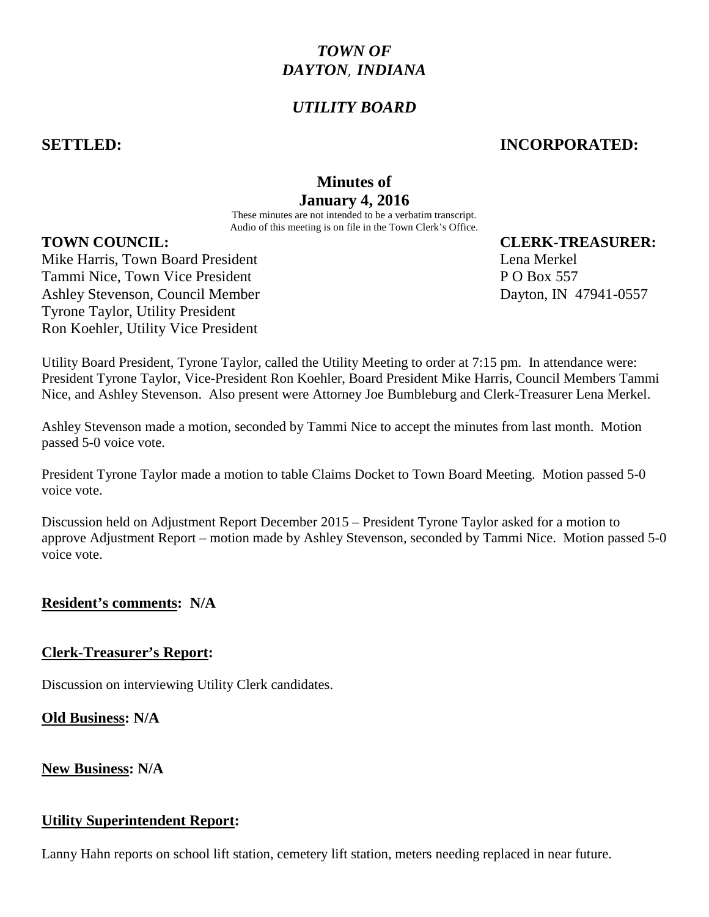# *TOWN OF DAYTON, INDIANA*

## *UTILITY BOARD*

**SETTLED:** **INCORPORATED:**

**Minutes of**
**January 4, 2016**

These minutes are not intended to be a verbatim transcript.
Audio of this meeting is on file in the Town Clerk's Office.

**TOWN COUNCIL:**
Mike Harris, Town Board President
Tammi Nice, Town Vice President
Ashley Stevenson, Council Member
Tyrone Taylor, Utility President
Ron Koehler, Utility Vice President

**CLERK-TREASURER:**
Lena Merkel
P O Box 557
Dayton, IN 47941-0557

Utility Board President, Tyrone Taylor, called the Utility Meeting to order at 7:15 pm. In attendance were: President Tyrone Taylor, Vice-President Ron Koehler, Board President Mike Harris, Council Members Tammi Nice, and Ashley Stevenson. Also present were Attorney Joe Bumbleburg and Clerk-Treasurer Lena Merkel.

Ashley Stevenson made a motion, seconded by Tammi Nice to accept the minutes from last month. Motion passed 5-0 voice vote.

President Tyrone Taylor made a motion to table Claims Docket to Town Board Meeting. Motion passed 5-0 voice vote.

Discussion held on Adjustment Report December 2015 – President Tyrone Taylor asked for a motion to approve Adjustment Report – motion made by Ashley Stevenson, seconded by Tammi Nice. Motion passed 5-0 voice vote.

**Resident's comments: N/A**

**Clerk-Treasurer's Report:**

Discussion on interviewing Utility Clerk candidates.

**Old Business: N/A**

**New Business: N/A**

**Utility Superintendent Report:**

Lanny Hahn reports on school lift station, cemetery lift station, meters needing replaced in near future.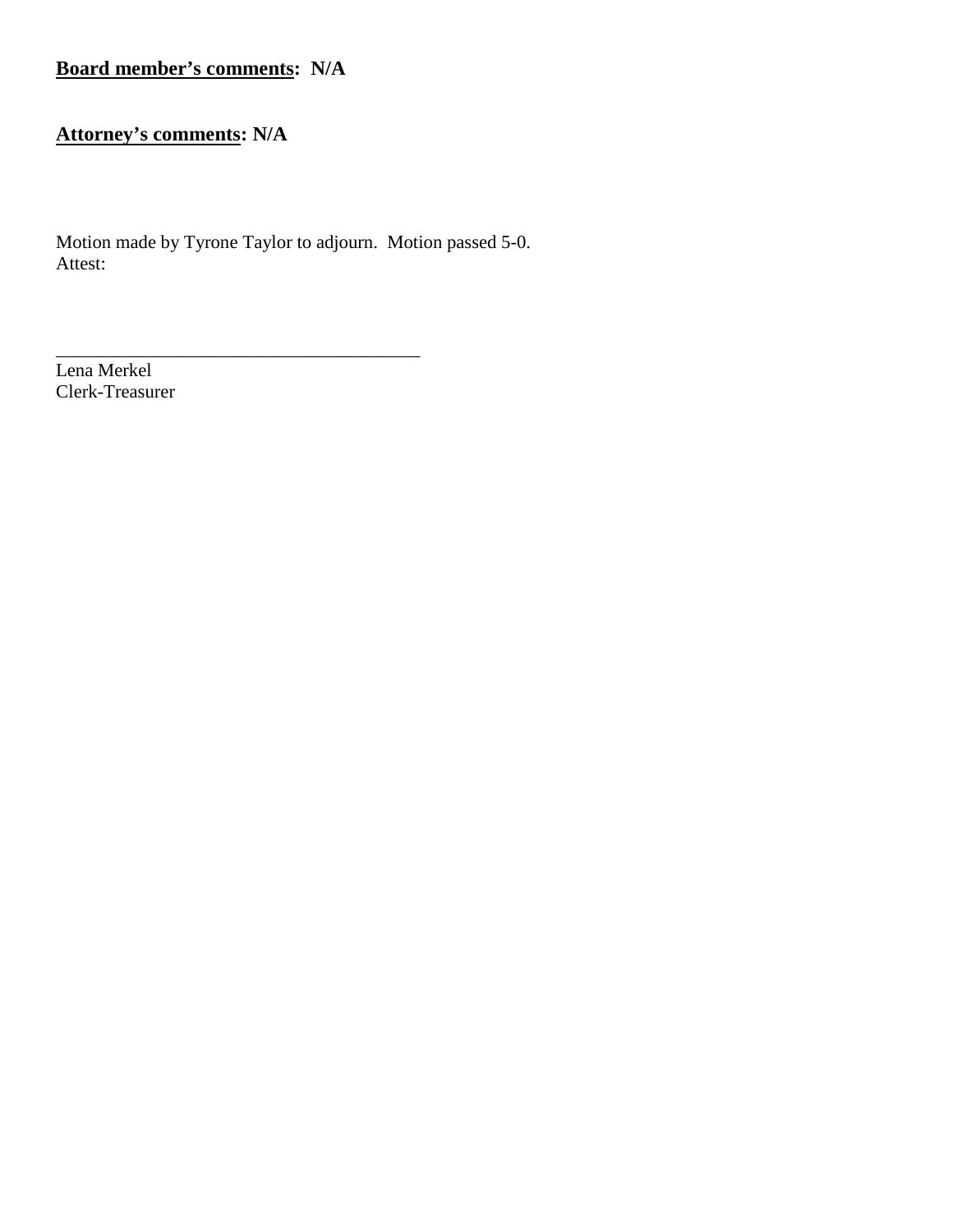**<u>Board member's comments</u>: N/A**

**<u>Attorney's comments</u>: N/A**

Motion made by Tyrone Taylor to adjourn. Motion passed 5-0.
Attest:

_________________________________________
Lena Merkel
Clerk-Treasurer